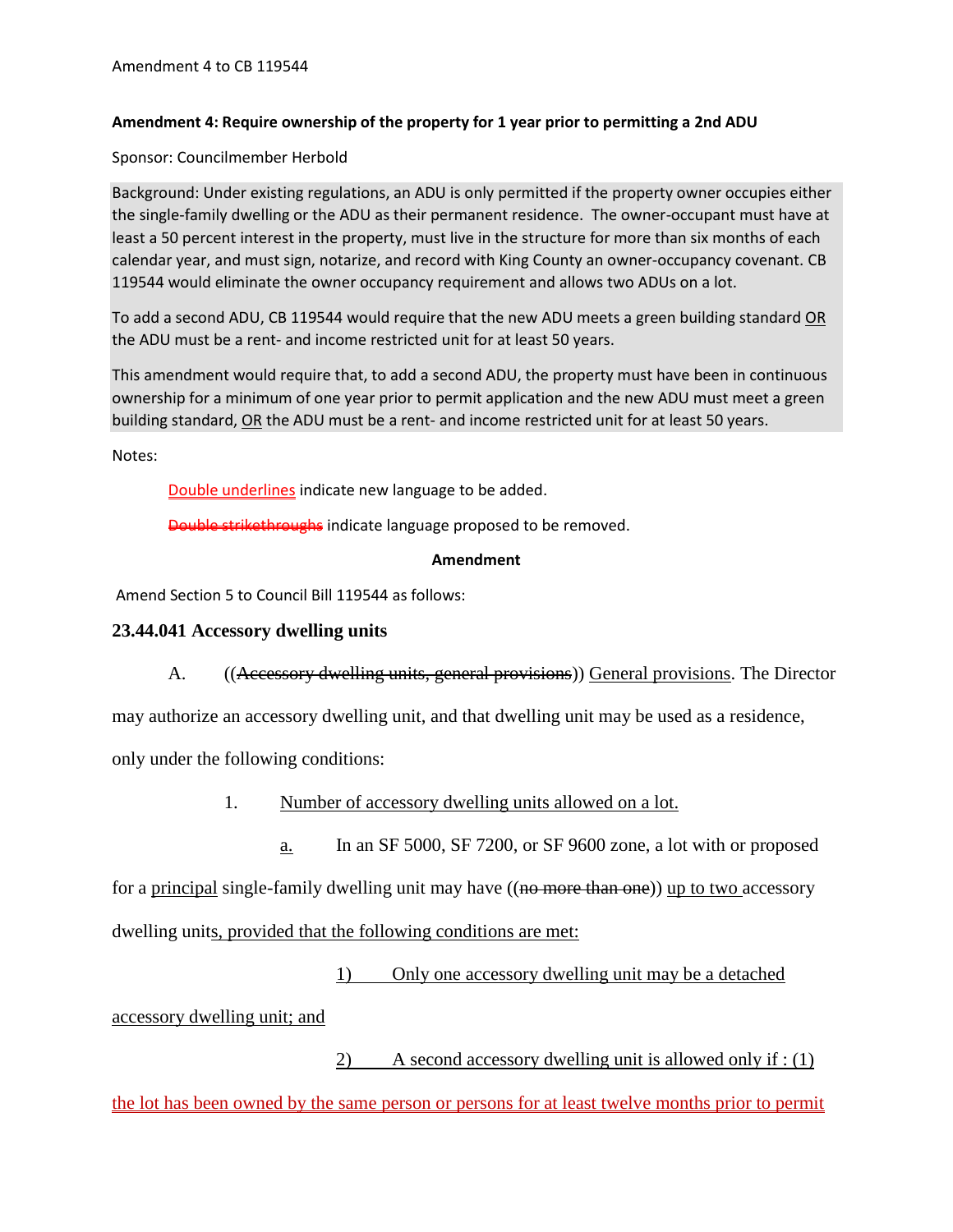Amendment 4 to CB 119544

**Amendment 4: Require ownership of the property for 1 year prior to permitting a 2nd ADU**

Sponsor: Councilmember Herbold

Background: Under existing regulations, an ADU is only permitted if the property owner occupies either the single-family dwelling or the ADU as their permanent residence. The owner-occupant must have at least a 50 percent interest in the property, must live in the structure for more than six months of each calendar year, and must sign, notarize, and record with King County an owner-occupancy covenant. CB 119544 would eliminate the owner occupancy requirement and allows two ADUs on a lot.

To add a second ADU, CB 119544 would require that the new ADU meets a green building standard OR the ADU must be a rent- and income restricted unit for at least 50 years.

This amendment would require that, to add a second ADU, the property must have been in continuous ownership for a minimum of one year prior to permit application and the new ADU must meet a green building standard, OR the ADU must be a rent- and income restricted unit for at least 50 years.

Notes:

Double underlines indicate new language to be added.

~~Double strikethroughs~~ indicate language proposed to be removed.

**Amendment**

Amend Section 5 to Council Bill 119544 as follows:

### 23.44.041 Accessory dwelling units

A. ((~~Accessory dwelling units, general provisions~~)) General provisions. The Director may authorize an accessory dwelling unit, and that dwelling unit may be used as a residence, only under the following conditions:

1. Number of accessory dwelling units allowed on a lot.

a. In an SF 5000, SF 7200, or SF 9600 zone, a lot with or proposed for a principal single-family dwelling unit may have ((~~no more than one~~)) up to two accessory dwelling units, provided that the following conditions are met:

1) Only one accessory dwelling unit may be a detached accessory dwelling unit; and

2) A second accessory dwelling unit is allowed only if : (1) the lot has been owned by the same person or persons for at least twelve months prior to permit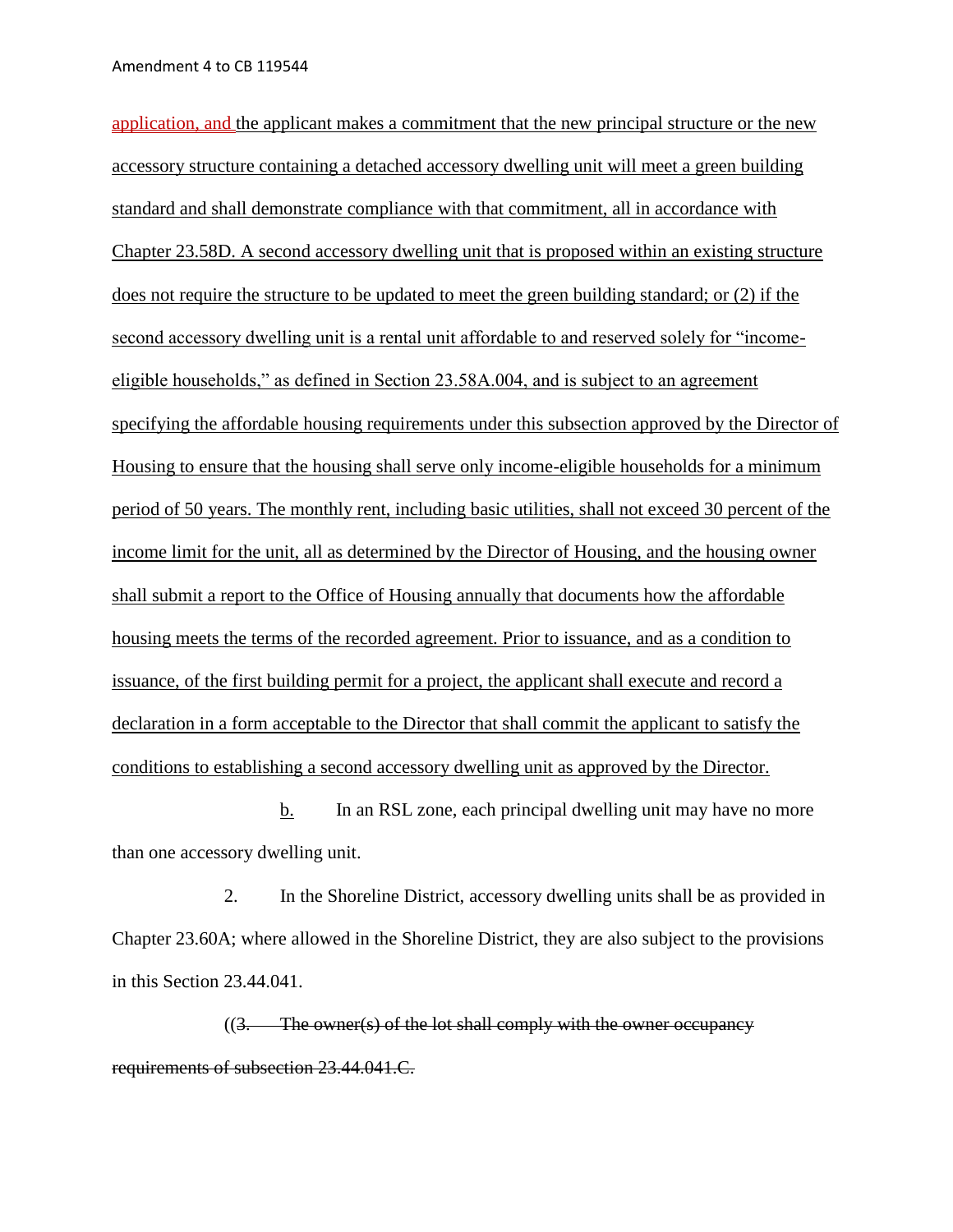application, and the applicant makes a commitment that the new principal structure or the new accessory structure containing a detached accessory dwelling unit will meet a green building standard and shall demonstrate compliance with that commitment, all in accordance with Chapter 23.58D. A second accessory dwelling unit that is proposed within an existing structure does not require the structure to be updated to meet the green building standard; or (2) if the second accessory dwelling unit is a rental unit affordable to and reserved solely for "income-eligible households," as defined in Section 23.58A.004, and is subject to an agreement specifying the affordable housing requirements under this subsection approved by the Director of Housing to ensure that the housing shall serve only income-eligible households for a minimum period of 50 years. The monthly rent, including basic utilities, shall not exceed 30 percent of the income limit for the unit, all as determined by the Director of Housing, and the housing owner shall submit a report to the Office of Housing annually that documents how the affordable housing meets the terms of the recorded agreement. Prior to issuance, and as a condition to issuance, of the first building permit for a project, the applicant shall execute and record a declaration in a form acceptable to the Director that shall commit the applicant to satisfy the conditions to establishing a second accessory dwelling unit as approved by the Director.

b. In an RSL zone, each principal dwelling unit may have no more than one accessory dwelling unit.

2. In the Shoreline District, accessory dwelling units shall be as provided in Chapter 23.60A; where allowed in the Shoreline District, they are also subject to the provisions in this Section 23.44.041.

((~~3. The owner(s) of the lot shall comply with the owner occupancy requirements of subsection 23.44.041.C.~~